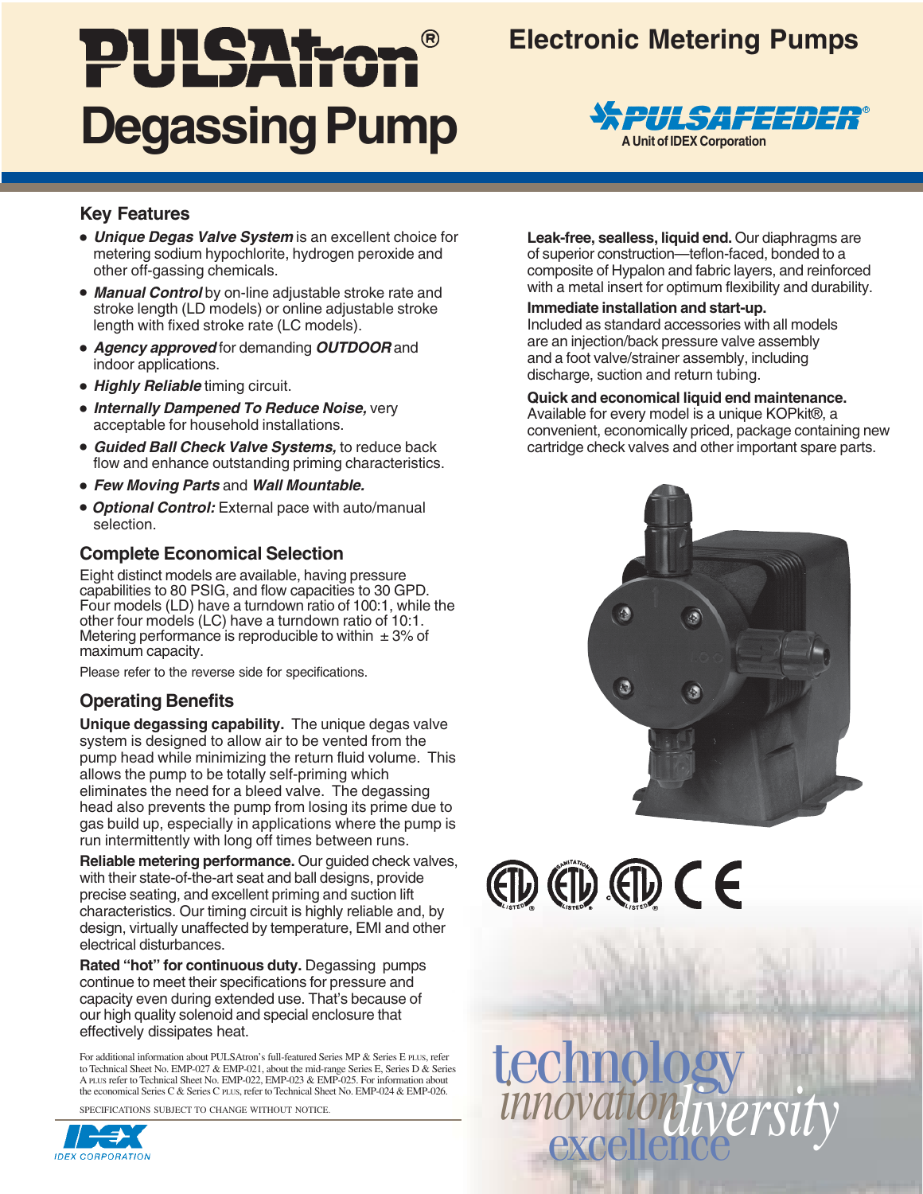# PULSAtron® Degassing Pump

## Electronic Metering Pumps

PULSAFEEDER®
A Unit of IDEX Corporation

## Key Features

- ***Unique Degas Valve System*** is an excellent choice for metering sodium hypochlorite, hydrogen peroxide and other off-gassing chemicals.
- ***Manual Control*** by on-line adjustable stroke rate and stroke length (LD models) or online adjustable stroke length with fixed stroke rate (LC models).
- ***Agency approved*** for demanding ***OUTDOOR*** and indoor applications.
- ***Highly Reliable*** timing circuit.
- ***Internally Dampened To Reduce Noise,*** very acceptable for household installations.
- ***Guided Ball Check Valve Systems,*** to reduce back flow and enhance outstanding priming characteristics.
- ***Few Moving Parts*** and ***Wall Mountable.***
- ***Optional Control:*** External pace with auto/manual selection.

## Complete Economical Selection

Eight distinct models are available, having pressure capabilities to 80 PSIG, and flow capacities to 30 GPD. Four models (LD) have a turndown ratio of 100:1, while the other four models (LC) have a turndown ratio of 10:1. Metering performance is reproducible to within ± 3% of maximum capacity.

Please refer to the reverse side for specifications.

## Operating Benefits

**Unique degassing capability.** The unique degas valve system is designed to allow air to be vented from the pump head while minimizing the return fluid volume. This allows the pump to be totally self-priming which eliminates the need for a bleed valve. The degassing head also prevents the pump from losing its prime due to gas build up, especially in applications where the pump is run intermittently with long off times between runs.

**Reliable metering performance.** Our guided check valves, with their state-of-the-art seat and ball designs, provide precise seating, and excellent priming and suction lift characteristics. Our timing circuit is highly reliable and, by design, virtually unaffected by temperature, EMI and other electrical disturbances.

**Rated "hot" for continuous duty.** Degassing pumps continue to meet their specifications for pressure and capacity even during extended use. That's because of our high quality solenoid and special enclosure that effectively dissipates heat.

For additional information about PULSAtron's full-featured Series MP & Series E PLUS, refer to Technical Sheet No. EMP-027 & EMP-021, about the mid-range Series E, Series D & Series A PLUS refer to Technical Sheet No. EMP-022, EMP-023 & EMP-025. For information about the economical Series C & Series C PLUS, refer to Technical Sheet No. EMP-024 & EMP-026.

SPECIFICATIONS SUBJECT TO CHANGE WITHOUT NOTICE.

**Leak-free, sealless, liquid end.** Our diaphragms are of superior construction—teflon-faced, bonded to a composite of Hypalon and fabric layers, and reinforced with a metal insert for optimum flexibility and durability.

**Immediate installation and start-up.**
Included as standard accessories with all models are an injection/back pressure valve assembly and a foot valve/strainer assembly, including discharge, suction and return tubing.

**Quick and economical liquid end maintenance.**
Available for every model is a unique KOPkit®, a convenient, economically priced, package containing new cartridge check valves and other important spare parts.

technology innovation diversity excellence

IDEX CORPORATION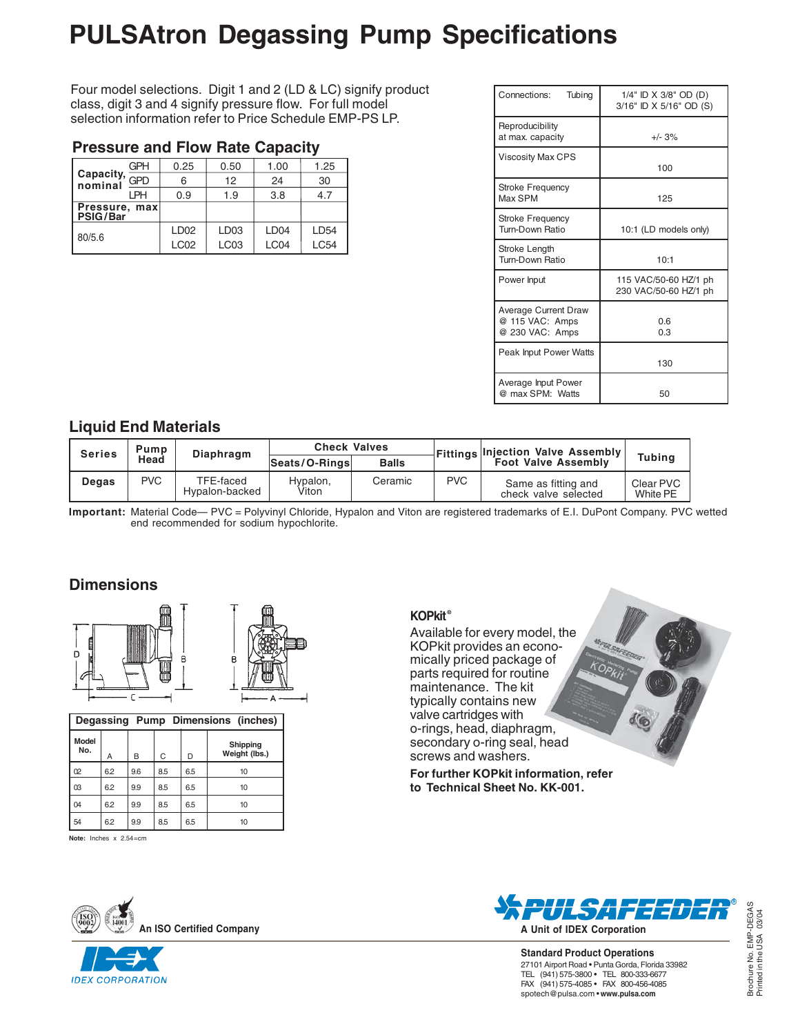# PULSAtron Degassing Pump Specifications

Four model selections. Digit 1 and 2 (LD & LC) signify product class, digit 3 and 4 signify pressure flow. For full model selection information refer to Price Schedule EMP-PS LP.

## Pressure and Flow Rate Capacity

| | | | | | |
|---|---|---|---|---|---|
| **Capacity, nominal** | GPH | 0.25 | 0.50 | 1.00 | 1.25 |
| | GPD | 6 | 12 | 24 | 30 |
| | LPH | 0.9 | 1.9 | 3.8 | 4.7 |
| **Pressure, max PSIG/Bar** | | | | | |
| 80/5.6 | | LD02<br>LC02 | LD03<br>LC03 | LD04<br>LC04 | LD54<br>LC54 |

| | |
|---|---|
| Connections: Tubing | 1/4" ID X 3/8" OD (D)<br>3/16" ID X 5/16" OD (S) |
| Reproducibility at max. capacity | +/- 3% |
| Viscosity Max CPS | 100 |
| Stroke Frequency Max SPM | 125 |
| Stroke Frequency Turn-Down Ratio | 10:1 (LD models only) |
| Stroke Length Turn-Down Ratio | 10:1 |
| Power Input | 115 VAC/50-60 HZ/1 ph<br>230 VAC/50-60 HZ/1 ph |
| Average Current Draw<br>@ 115 VAC: Amps<br>@ 230 VAC: Amps | 0.6<br>0.3 |
| Peak Input Power Watts | 130 |
| Average Input Power @ max SPM: Watts | 50 |

## Liquid End Materials

| Series | Pump Head | Diaphragm | Check Valves | | Fittings | Injection Valve Assembly Foot Valve Assembly | Tubing |
|---|---|---|---|---|---|---|---|
| | | | Seats/O-Rings | Balls | | | |
| **Degas** | PVC | TFE-faced Hypalon-backed | Hypalon, Viton | Ceramic | PVC | Same as fitting and check valve selected | Clear PVC<br>White PE |

**Important:** Material Code— PVC = Polyvinyl Chloride, Hypalon and Viton are registered trademarks of E.I. DuPont Company. PVC wetted end recommended for sodium hypochlorite.

## Dimensions

D B C B A

| Degassing Pump Dimensions (inches) | | | | | |
|---|---|---|---|---|---|
| Model No. | A | B | C | D | Shipping Weight (lbs.) |
| 02 | 6.2 | 9.6 | 8.5 | 6.5 | 10 |
| 03 | 6.2 | 9.9 | 8.5 | 6.5 | 10 |
| 04 | 6.2 | 9.9 | 8.5 | 6.5 | 10 |
| 54 | 6.2 | 9.9 | 8.5 | 6.5 | 10 |

**Note:** Inches x 2.54=cm

### KOPkit®

Available for every model, the KOPkit provides an economically priced package of parts required for routine maintenance. The kit typically contains new valve cartridges with o-rings, head, diaphragm, secondary o-ring seal, head screws and washers.

**For further KOPkit information, refer to Technical Sheet No. KK-001.**

An ISO Certified Company

IDEX CORPORATION

PULSAFEEDER®

A Unit of IDEX Corporation

**Standard Product Operations**
27101 Airport Road • Punta Gorda, Florida 33982
TEL (941) 575-3800 • TEL 800-333-6677
FAX (941) 575-4085 • FAX 800-456-4085
spotech@pulsa.com • **www.pulsa.com**

Brochure No. EMP-DEGAS
Printed in the USA 03/04